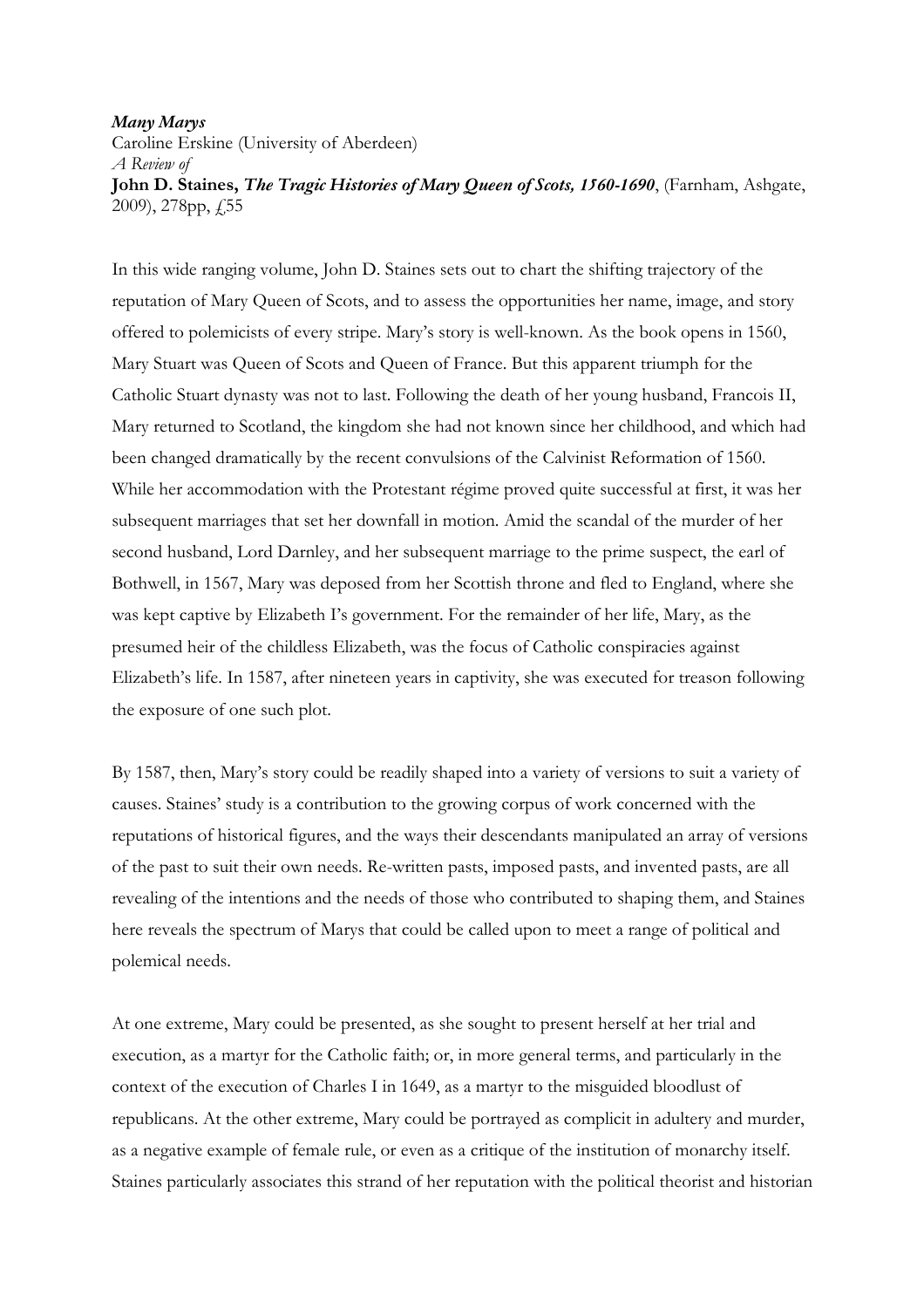***Many Marys***

Caroline Erskine (University of Aberdeen)

*A Review of*

**John D. Staines, *The Tragic Histories of Mary Queen of Scots, 1560-1690*,** (Farnham, Ashgate, 2009), 278pp, £55

In this wide ranging volume, John D. Staines sets out to chart the shifting trajectory of the reputation of Mary Queen of Scots, and to assess the opportunities her name, image, and story offered to polemicists of every stripe. Mary's story is well-known. As the book opens in 1560, Mary Stuart was Queen of Scots and Queen of France. But this apparent triumph for the Catholic Stuart dynasty was not to last. Following the death of her young husband, Francois II, Mary returned to Scotland, the kingdom she had not known since her childhood, and which had been changed dramatically by the recent convulsions of the Calvinist Reformation of 1560. While her accommodation with the Protestant régime proved quite successful at first, it was her subsequent marriages that set her downfall in motion. Amid the scandal of the murder of her second husband, Lord Darnley, and her subsequent marriage to the prime suspect, the earl of Bothwell, in 1567, Mary was deposed from her Scottish throne and fled to England, where she was kept captive by Elizabeth I's government. For the remainder of her life, Mary, as the presumed heir of the childless Elizabeth, was the focus of Catholic conspiracies against Elizabeth's life. In 1587, after nineteen years in captivity, she was executed for treason following the exposure of one such plot.

By 1587, then, Mary's story could be readily shaped into a variety of versions to suit a variety of causes. Staines' study is a contribution to the growing corpus of work concerned with the reputations of historical figures, and the ways their descendants manipulated an array of versions of the past to suit their own needs. Re-written pasts, imposed pasts, and invented pasts, are all revealing of the intentions and the needs of those who contributed to shaping them, and Staines here reveals the spectrum of Marys that could be called upon to meet a range of political and polemical needs.

At one extreme, Mary could be presented, as she sought to present herself at her trial and execution, as a martyr for the Catholic faith; or, in more general terms, and particularly in the context of the execution of Charles I in 1649, as a martyr to the misguided bloodlust of republicans. At the other extreme, Mary could be portrayed as complicit in adultery and murder, as a negative example of female rule, or even as a critique of the institution of monarchy itself. Staines particularly associates this strand of her reputation with the political theorist and historian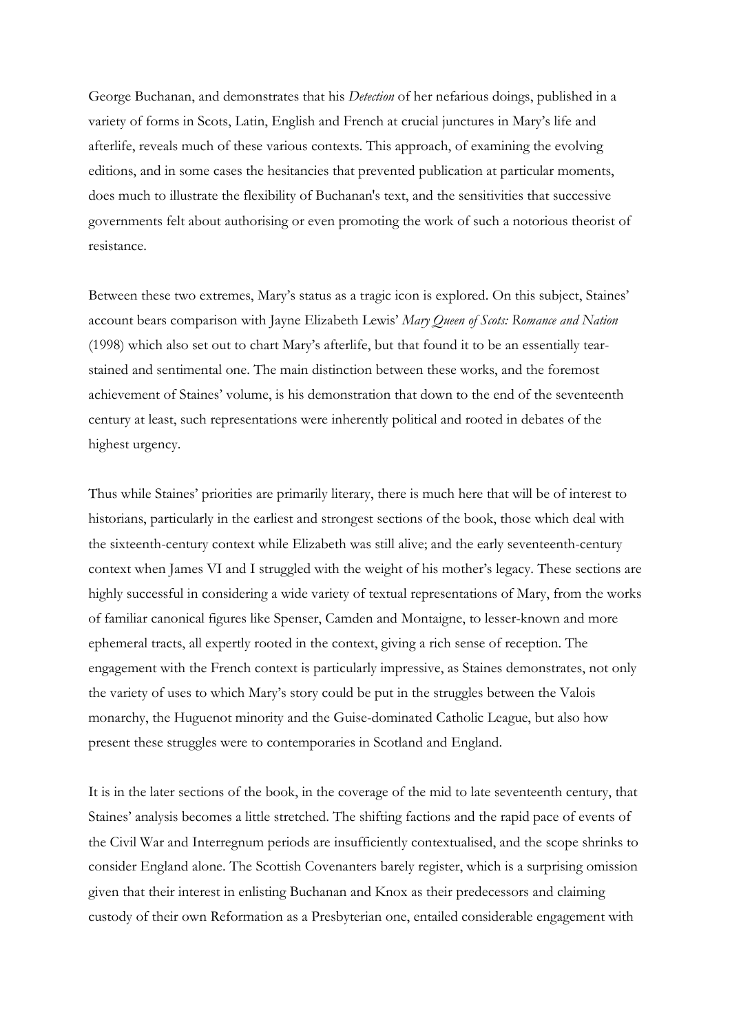George Buchanan, and demonstrates that his *Detection* of her nefarious doings, published in a variety of forms in Scots, Latin, English and French at crucial junctures in Mary's life and afterlife, reveals much of these various contexts. This approach, of examining the evolving editions, and in some cases the hesitancies that prevented publication at particular moments, does much to illustrate the flexibility of Buchanan's text, and the sensitivities that successive governments felt about authorising or even promoting the work of such a notorious theorist of resistance.

Between these two extremes, Mary's status as a tragic icon is explored. On this subject, Staines' account bears comparison with Jayne Elizabeth Lewis' *Mary Queen of Scots: Romance and Nation* (1998) which also set out to chart Mary's afterlife, but that found it to be an essentially tear-stained and sentimental one. The main distinction between these works, and the foremost achievement of Staines' volume, is his demonstration that down to the end of the seventeenth century at least, such representations were inherently political and rooted in debates of the highest urgency.

Thus while Staines' priorities are primarily literary, there is much here that will be of interest to historians, particularly in the earliest and strongest sections of the book, those which deal with the sixteenth-century context while Elizabeth was still alive; and the early seventeenth-century context when James VI and I struggled with the weight of his mother's legacy. These sections are highly successful in considering a wide variety of textual representations of Mary, from the works of familiar canonical figures like Spenser, Camden and Montaigne, to lesser-known and more ephemeral tracts, all expertly rooted in the context, giving a rich sense of reception. The engagement with the French context is particularly impressive, as Staines demonstrates, not only the variety of uses to which Mary's story could be put in the struggles between the Valois monarchy, the Huguenot minority and the Guise-dominated Catholic League, but also how present these struggles were to contemporaries in Scotland and England.

It is in the later sections of the book, in the coverage of the mid to late seventeenth century, that Staines' analysis becomes a little stretched. The shifting factions and the rapid pace of events of the Civil War and Interregnum periods are insufficiently contextualised, and the scope shrinks to consider England alone. The Scottish Covenanters barely register, which is a surprising omission given that their interest in enlisting Buchanan and Knox as their predecessors and claiming custody of their own Reformation as a Presbyterian one, entailed considerable engagement with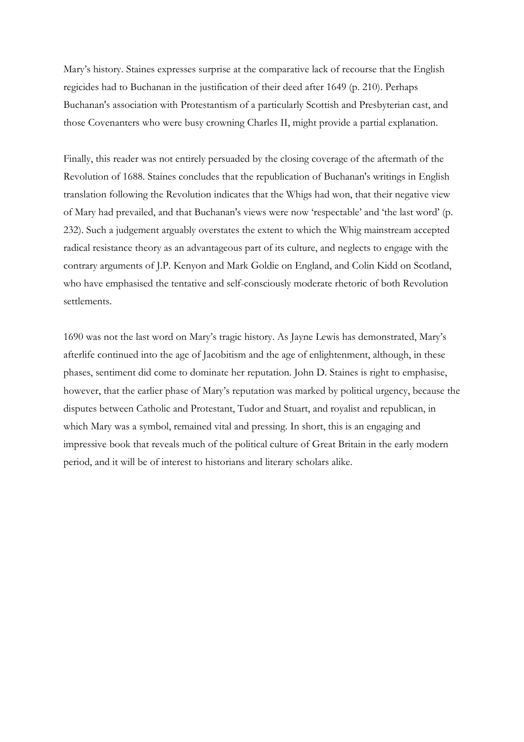Mary's history. Staines expresses surprise at the comparative lack of recourse that the English regicides had to Buchanan in the justification of their deed after 1649 (p. 210). Perhaps Buchanan's association with Protestantism of a particularly Scottish and Presbyterian cast, and those Covenanters who were busy crowning Charles II, might provide a partial explanation.

Finally, this reader was not entirely persuaded by the closing coverage of the aftermath of the Revolution of 1688. Staines concludes that the republication of Buchanan's writings in English translation following the Revolution indicates that the Whigs had won, that their negative view of Mary had prevailed, and that Buchanan's views were now 'respectable' and 'the last word' (p. 232). Such a judgement arguably overstates the extent to which the Whig mainstream accepted radical resistance theory as an advantageous part of its culture, and neglects to engage with the contrary arguments of J.P. Kenyon and Mark Goldie on England, and Colin Kidd on Scotland, who have emphasised the tentative and self-consciously moderate rhetoric of both Revolution settlements.

1690 was not the last word on Mary's tragic history. As Jayne Lewis has demonstrated, Mary's afterlife continued into the age of Jacobitism and the age of enlightenment, although, in these phases, sentiment did come to dominate her reputation. John D. Staines is right to emphasise, however, that the earlier phase of Mary's reputation was marked by political urgency, because the disputes between Catholic and Protestant, Tudor and Stuart, and royalist and republican, in which Mary was a symbol, remained vital and pressing. In short, this is an engaging and impressive book that reveals much of the political culture of Great Britain in the early modern period, and it will be of interest to historians and literary scholars alike.